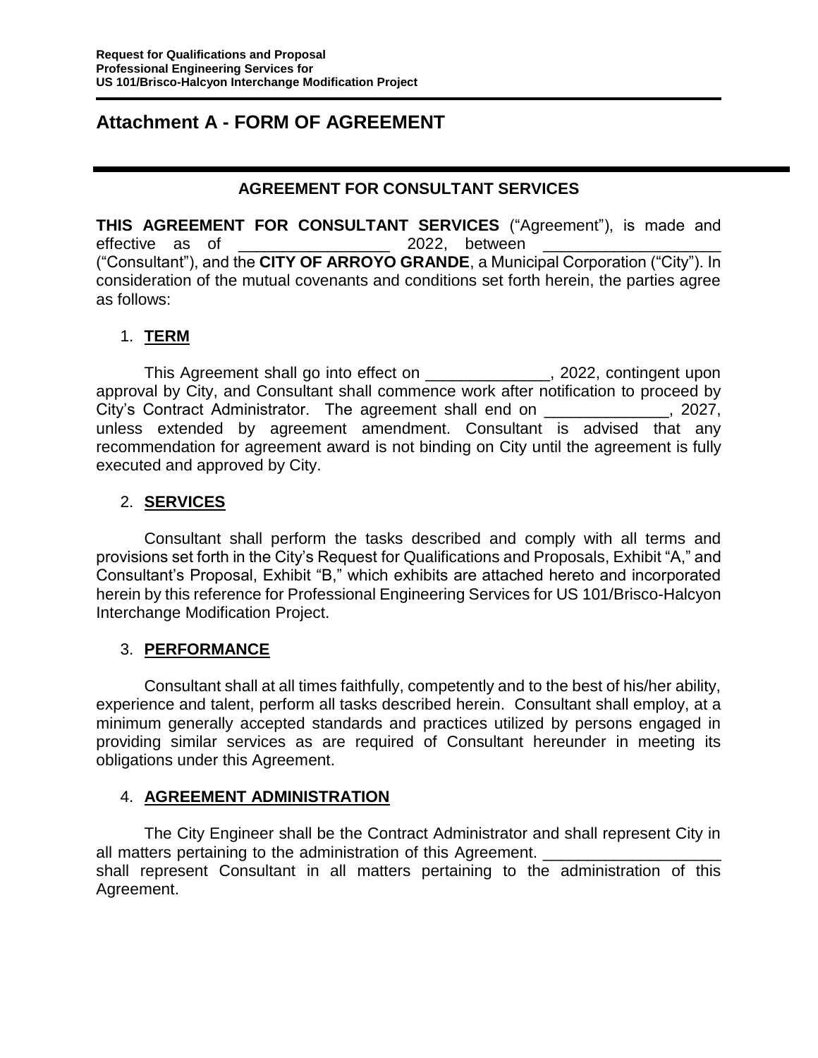# Attachment A - FORM OF AGREEMENT

## AGREEMENT FOR CONSULTANT SERVICES

**THIS AGREEMENT FOR CONSULTANT SERVICES** ("Agreement"), is made and effective as of \_\_\_\_\_\_\_\_\_\_\_\_\_\_\_\_\_\_ 2022, between \_\_\_\_\_\_\_\_\_\_\_\_\_\_\_\_\_\_\_\_\_ ("Consultant"), and the **CITY OF ARROYO GRANDE**, a Municipal Corporation ("City"). In consideration of the mutual covenants and conditions set forth herein, the parties agree as follows:

1. **TERM**

This Agreement shall go into effect on \_\_\_\_\_\_\_\_\_\_\_\_\_\_, 2022, contingent upon approval by City, and Consultant shall commence work after notification to proceed by City's Contract Administrator. The agreement shall end on \_\_\_\_\_\_\_\_\_\_\_\_\_\_, 2027, unless extended by agreement amendment. Consultant is advised that any recommendation for agreement award is not binding on City until the agreement is fully executed and approved by City.

2. **SERVICES**

Consultant shall perform the tasks described and comply with all terms and provisions set forth in the City's Request for Qualifications and Proposals, Exhibit "A," and Consultant's Proposal, Exhibit "B," which exhibits are attached hereto and incorporated herein by this reference for Professional Engineering Services for US 101/Brisco-Halcyon Interchange Modification Project.

3. **PERFORMANCE**

Consultant shall at all times faithfully, competently and to the best of his/her ability, experience and talent, perform all tasks described herein. Consultant shall employ, at a minimum generally accepted standards and practices utilized by persons engaged in providing similar services as are required of Consultant hereunder in meeting its obligations under this Agreement.

4. **AGREEMENT ADMINISTRATION**

The City Engineer shall be the Contract Administrator and shall represent City in all matters pertaining to the administration of this Agreement. \_\_\_\_\_\_\_\_\_\_\_\_\_\_\_\_\_\_\_\_ shall represent Consultant in all matters pertaining to the administration of this Agreement.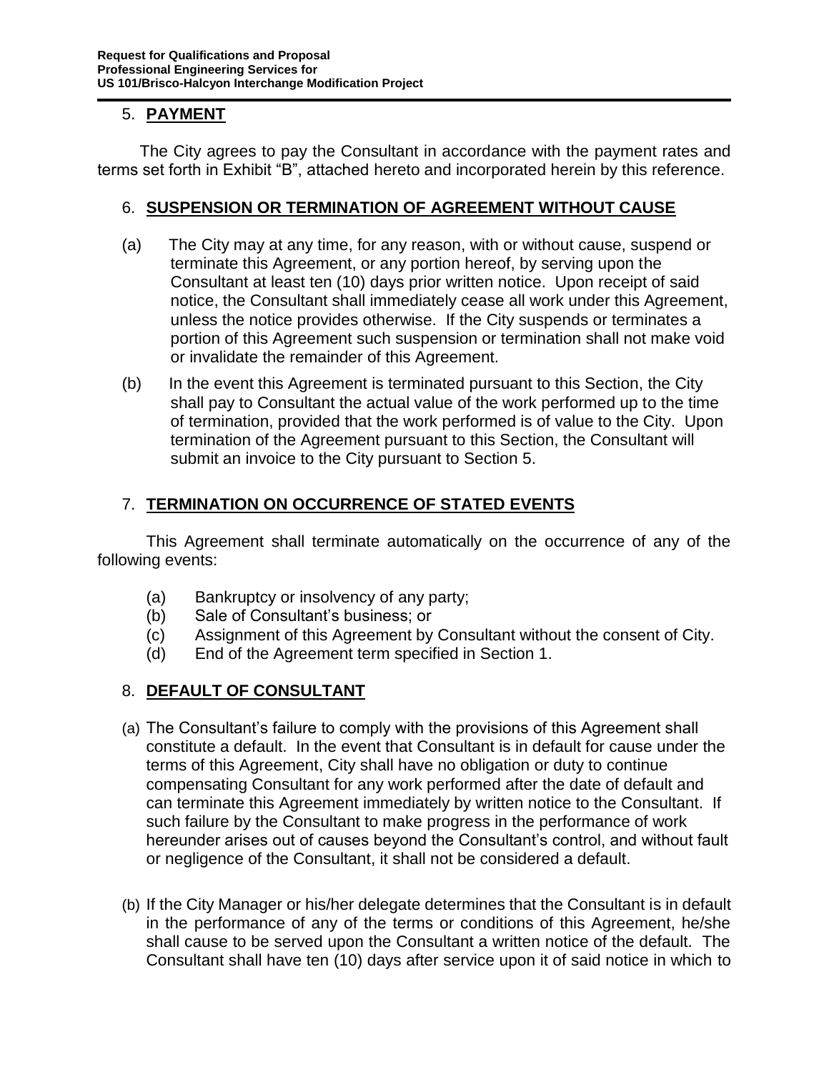## 5. **PAYMENT**

The City agrees to pay the Consultant in accordance with the payment rates and terms set forth in Exhibit "B", attached hereto and incorporated herein by this reference.

## 6. **SUSPENSION OR TERMINATION OF AGREEMENT WITHOUT CAUSE**

(a) The City may at any time, for any reason, with or without cause, suspend or terminate this Agreement, or any portion hereof, by serving upon the Consultant at least ten (10) days prior written notice. Upon receipt of said notice, the Consultant shall immediately cease all work under this Agreement, unless the notice provides otherwise. If the City suspends or terminates a portion of this Agreement such suspension or termination shall not make void or invalidate the remainder of this Agreement.

(b) In the event this Agreement is terminated pursuant to this Section, the City shall pay to Consultant the actual value of the work performed up to the time of termination, provided that the work performed is of value to the City. Upon termination of the Agreement pursuant to this Section, the Consultant will submit an invoice to the City pursuant to Section 5.

## 7. **TERMINATION ON OCCURRENCE OF STATED EVENTS**

This Agreement shall terminate automatically on the occurrence of any of the following events:

(a) Bankruptcy or insolvency of any party;
(b) Sale of Consultant's business; or
(c) Assignment of this Agreement by Consultant without the consent of City.
(d) End of the Agreement term specified in Section 1.

## 8. **DEFAULT OF CONSULTANT**

(a) The Consultant's failure to comply with the provisions of this Agreement shall constitute a default. In the event that Consultant is in default for cause under the terms of this Agreement, City shall have no obligation or duty to continue compensating Consultant for any work performed after the date of default and can terminate this Agreement immediately by written notice to the Consultant. If such failure by the Consultant to make progress in the performance of work hereunder arises out of causes beyond the Consultant's control, and without fault or negligence of the Consultant, it shall not be considered a default.

(b) If the City Manager or his/her delegate determines that the Consultant is in default in the performance of any of the terms or conditions of this Agreement, he/she shall cause to be served upon the Consultant a written notice of the default. The Consultant shall have ten (10) days after service upon it of said notice in which to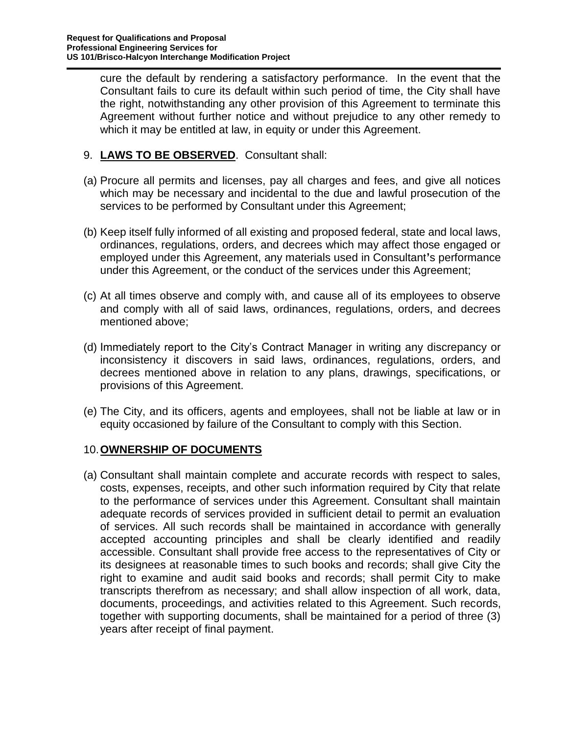cure the default by rendering a satisfactory performance. In the event that the Consultant fails to cure its default within such period of time, the City shall have the right, notwithstanding any other provision of this Agreement to terminate this Agreement without further notice and without prejudice to any other remedy to which it may be entitled at law, in equity or under this Agreement.

9. **LAWS TO BE OBSERVED**. Consultant shall:

(a) Procure all permits and licenses, pay all charges and fees, and give all notices which may be necessary and incidental to the due and lawful prosecution of the services to be performed by Consultant under this Agreement;

(b) Keep itself fully informed of all existing and proposed federal, state and local laws, ordinances, regulations, orders, and decrees which may affect those engaged or employed under this Agreement, any materials used in Consultant's performance under this Agreement, or the conduct of the services under this Agreement;

(c) At all times observe and comply with, and cause all of its employees to observe and comply with all of said laws, ordinances, regulations, orders, and decrees mentioned above;

(d) Immediately report to the City's Contract Manager in writing any discrepancy or inconsistency it discovers in said laws, ordinances, regulations, orders, and decrees mentioned above in relation to any plans, drawings, specifications, or provisions of this Agreement.

(e) The City, and its officers, agents and employees, shall not be liable at law or in equity occasioned by failure of the Consultant to comply with this Section.

10. **OWNERSHIP OF DOCUMENTS**

(a) Consultant shall maintain complete and accurate records with respect to sales, costs, expenses, receipts, and other such information required by City that relate to the performance of services under this Agreement. Consultant shall maintain adequate records of services provided in sufficient detail to permit an evaluation of services. All such records shall be maintained in accordance with generally accepted accounting principles and shall be clearly identified and readily accessible. Consultant shall provide free access to the representatives of City or its designees at reasonable times to such books and records; shall give City the right to examine and audit said books and records; shall permit City to make transcripts therefrom as necessary; and shall allow inspection of all work, data, documents, proceedings, and activities related to this Agreement. Such records, together with supporting documents, shall be maintained for a period of three (3) years after receipt of final payment.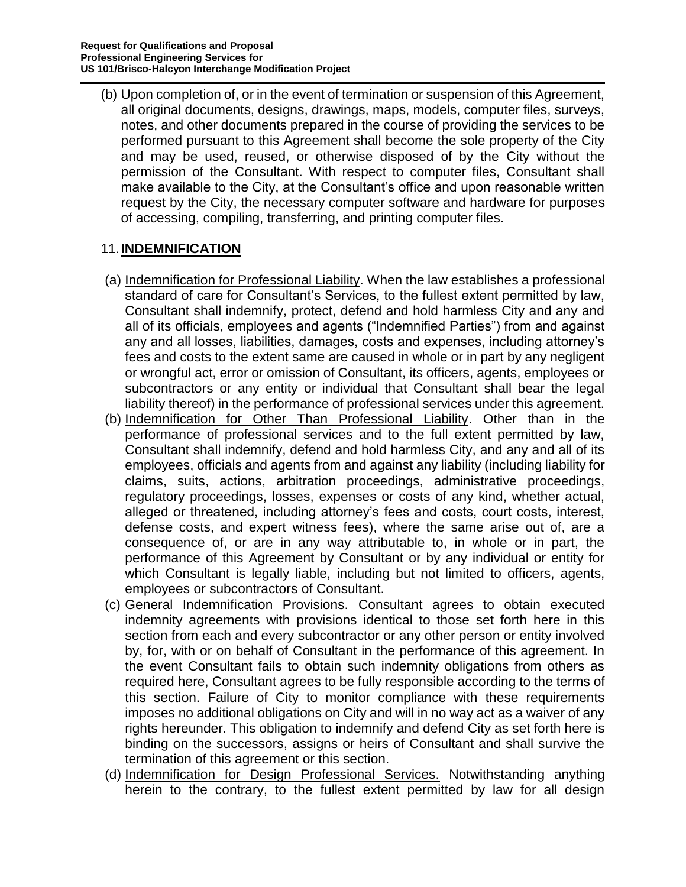(b) Upon completion of, or in the event of termination or suspension of this Agreement, all original documents, designs, drawings, maps, models, computer files, surveys, notes, and other documents prepared in the course of providing the services to be performed pursuant to this Agreement shall become the sole property of the City and may be used, reused, or otherwise disposed of by the City without the permission of the Consultant. With respect to computer files, Consultant shall make available to the City, at the Consultant's office and upon reasonable written request by the City, the necessary computer software and hardware for purposes of accessing, compiling, transferring, and printing computer files.

## 11. INDEMNIFICATION

(a) Indemnification for Professional Liability. When the law establishes a professional standard of care for Consultant's Services, to the fullest extent permitted by law, Consultant shall indemnify, protect, defend and hold harmless City and any and all of its officials, employees and agents ("Indemnified Parties") from and against any and all losses, liabilities, damages, costs and expenses, including attorney's fees and costs to the extent same are caused in whole or in part by any negligent or wrongful act, error or omission of Consultant, its officers, agents, employees or subcontractors or any entity or individual that Consultant shall bear the legal liability thereof) in the performance of professional services under this agreement.

(b) Indemnification for Other Than Professional Liability. Other than in the performance of professional services and to the full extent permitted by law, Consultant shall indemnify, defend and hold harmless City, and any and all of its employees, officials and agents from and against any liability (including liability for claims, suits, actions, arbitration proceedings, administrative proceedings, regulatory proceedings, losses, expenses or costs of any kind, whether actual, alleged or threatened, including attorney's fees and costs, court costs, interest, defense costs, and expert witness fees), where the same arise out of, are a consequence of, or are in any way attributable to, in whole or in part, the performance of this Agreement by Consultant or by any individual or entity for which Consultant is legally liable, including but not limited to officers, agents, employees or subcontractors of Consultant.

(c) General Indemnification Provisions. Consultant agrees to obtain executed indemnity agreements with provisions identical to those set forth here in this section from each and every subcontractor or any other person or entity involved by, for, with or on behalf of Consultant in the performance of this agreement. In the event Consultant fails to obtain such indemnity obligations from others as required here, Consultant agrees to be fully responsible according to the terms of this section. Failure of City to monitor compliance with these requirements imposes no additional obligations on City and will in no way act as a waiver of any rights hereunder. This obligation to indemnify and defend City as set forth here is binding on the successors, assigns or heirs of Consultant and shall survive the termination of this agreement or this section.

(d) Indemnification for Design Professional Services. Notwithstanding anything herein to the contrary, to the fullest extent permitted by law for all design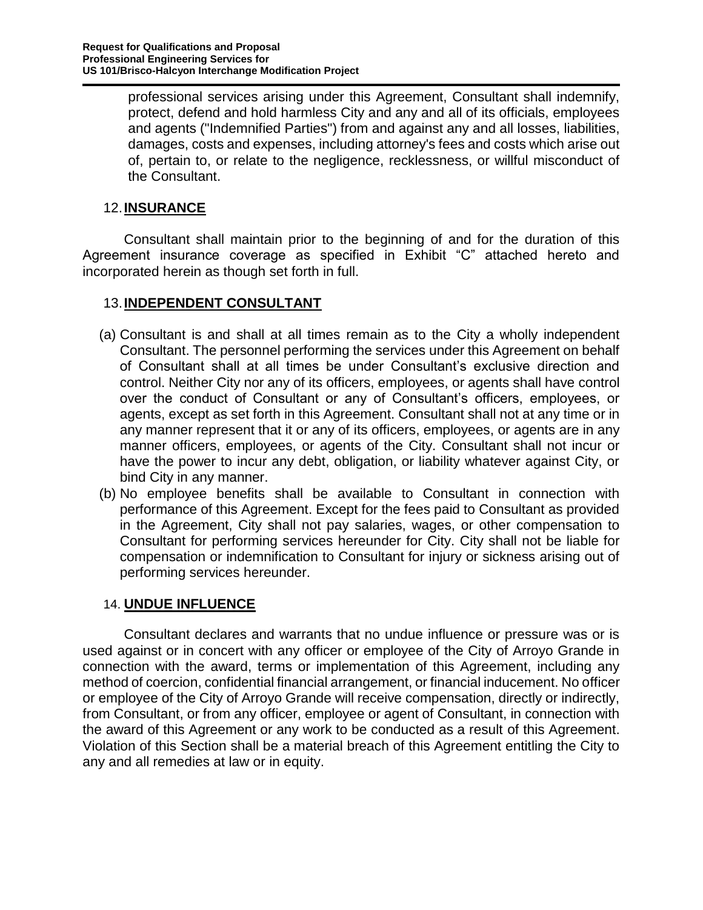professional services arising under this Agreement, Consultant shall indemnify, protect, defend and hold harmless City and any and all of its officials, employees and agents ("Indemnified Parties") from and against any and all losses, liabilities, damages, costs and expenses, including attorney's fees and costs which arise out of, pertain to, or relate to the negligence, recklessness, or willful misconduct of the Consultant.

## 12. **INSURANCE**

Consultant shall maintain prior to the beginning of and for the duration of this Agreement insurance coverage as specified in Exhibit "C" attached hereto and incorporated herein as though set forth in full.

## 13. **INDEPENDENT CONSULTANT**

(a) Consultant is and shall at all times remain as to the City a wholly independent Consultant. The personnel performing the services under this Agreement on behalf of Consultant shall at all times be under Consultant's exclusive direction and control. Neither City nor any of its officers, employees, or agents shall have control over the conduct of Consultant or any of Consultant's officers, employees, or agents, except as set forth in this Agreement. Consultant shall not at any time or in any manner represent that it or any of its officers, employees, or agents are in any manner officers, employees, or agents of the City. Consultant shall not incur or have the power to incur any debt, obligation, or liability whatever against City, or bind City in any manner.

(b) No employee benefits shall be available to Consultant in connection with performance of this Agreement. Except for the fees paid to Consultant as provided in the Agreement, City shall not pay salaries, wages, or other compensation to Consultant for performing services hereunder for City. City shall not be liable for compensation or indemnification to Consultant for injury or sickness arising out of performing services hereunder.

## 14. **UNDUE INFLUENCE**

Consultant declares and warrants that no undue influence or pressure was or is used against or in concert with any officer or employee of the City of Arroyo Grande in connection with the award, terms or implementation of this Agreement, including any method of coercion, confidential financial arrangement, or financial inducement. No officer or employee of the City of Arroyo Grande will receive compensation, directly or indirectly, from Consultant, or from any officer, employee or agent of Consultant, in connection with the award of this Agreement or any work to be conducted as a result of this Agreement. Violation of this Section shall be a material breach of this Agreement entitling the City to any and all remedies at law or in equity.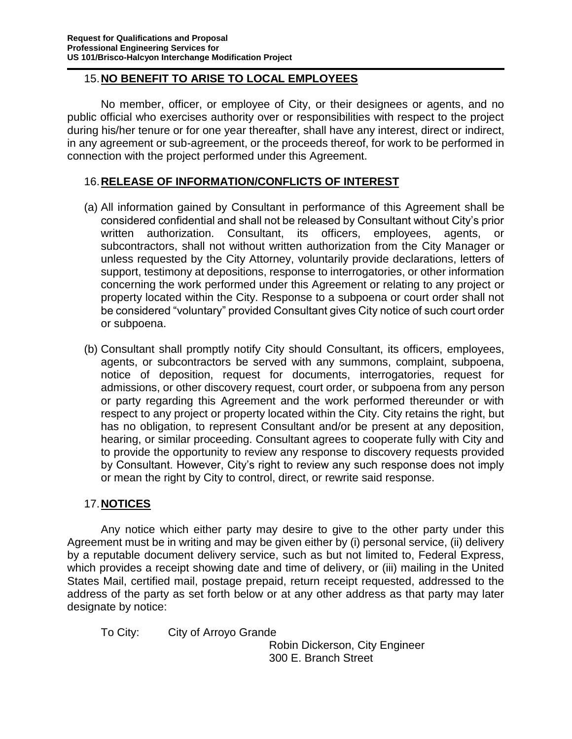## 15. **NO BENEFIT TO ARISE TO LOCAL EMPLOYEES**

No member, officer, or employee of City, or their designees or agents, and no public official who exercises authority over or responsibilities with respect to the project during his/her tenure or for one year thereafter, shall have any interest, direct or indirect, in any agreement or sub-agreement, or the proceeds thereof, for work to be performed in connection with the project performed under this Agreement.

## 16. **RELEASE OF INFORMATION/CONFLICTS OF INTEREST**

(a) All information gained by Consultant in performance of this Agreement shall be considered confidential and shall not be released by Consultant without City's prior written authorization. Consultant, its officers, employees, agents, or subcontractors, shall not without written authorization from the City Manager or unless requested by the City Attorney, voluntarily provide declarations, letters of support, testimony at depositions, response to interrogatories, or other information concerning the work performed under this Agreement or relating to any project or property located within the City. Response to a subpoena or court order shall not be considered "voluntary" provided Consultant gives City notice of such court order or subpoena.

(b) Consultant shall promptly notify City should Consultant, its officers, employees, agents, or subcontractors be served with any summons, complaint, subpoena, notice of deposition, request for documents, interrogatories, request for admissions, or other discovery request, court order, or subpoena from any person or party regarding this Agreement and the work performed thereunder or with respect to any project or property located within the City. City retains the right, but has no obligation, to represent Consultant and/or be present at any deposition, hearing, or similar proceeding. Consultant agrees to cooperate fully with City and to provide the opportunity to review any response to discovery requests provided by Consultant. However, City's right to review any such response does not imply or mean the right by City to control, direct, or rewrite said response.

## 17. **NOTICES**

Any notice which either party may desire to give to the other party under this Agreement must be in writing and may be given either by (i) personal service, (ii) delivery by a reputable document delivery service, such as but not limited to, Federal Express, which provides a receipt showing date and time of delivery, or (iii) mailing in the United States Mail, certified mail, postage prepaid, return receipt requested, addressed to the address of the party as set forth below or at any other address as that party may later designate by notice:

To City: City of Arroyo Grande
Robin Dickerson, City Engineer
300 E. Branch Street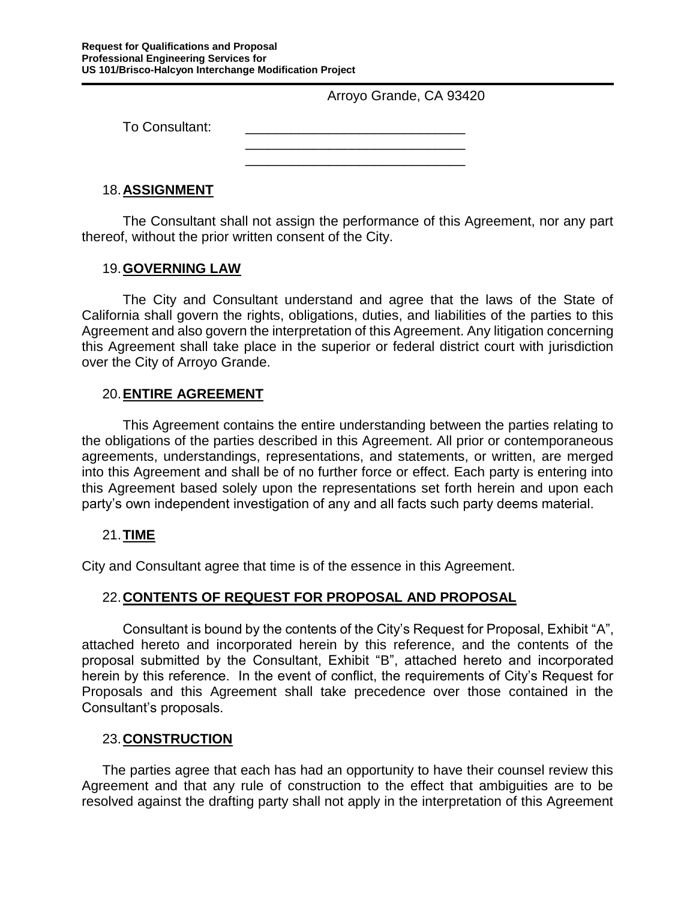Arroyo Grande, CA 93420

To Consultant: ______________________________
______________________________
______________________________

18. **ASSIGNMENT**

The Consultant shall not assign the performance of this Agreement, nor any part thereof, without the prior written consent of the City.

19. **GOVERNING LAW**

The City and Consultant understand and agree that the laws of the State of California shall govern the rights, obligations, duties, and liabilities of the parties to this Agreement and also govern the interpretation of this Agreement. Any litigation concerning this Agreement shall take place in the superior or federal district court with jurisdiction over the City of Arroyo Grande.

20. **ENTIRE AGREEMENT**

This Agreement contains the entire understanding between the parties relating to the obligations of the parties described in this Agreement. All prior or contemporaneous agreements, understandings, representations, and statements, or written, are merged into this Agreement and shall be of no further force or effect. Each party is entering into this Agreement based solely upon the representations set forth herein and upon each party's own independent investigation of any and all facts such party deems material.

21. **TIME**

City and Consultant agree that time is of the essence in this Agreement.

22. **CONTENTS OF REQUEST FOR PROPOSAL AND PROPOSAL**

Consultant is bound by the contents of the City's Request for Proposal, Exhibit "A", attached hereto and incorporated herein by this reference, and the contents of the proposal submitted by the Consultant, Exhibit "B", attached hereto and incorporated herein by this reference. In the event of conflict, the requirements of City's Request for Proposals and this Agreement shall take precedence over those contained in the Consultant's proposals.

23. **CONSTRUCTION**

The parties agree that each has had an opportunity to have their counsel review this Agreement and that any rule of construction to the effect that ambiguities are to be resolved against the drafting party shall not apply in the interpretation of this Agreement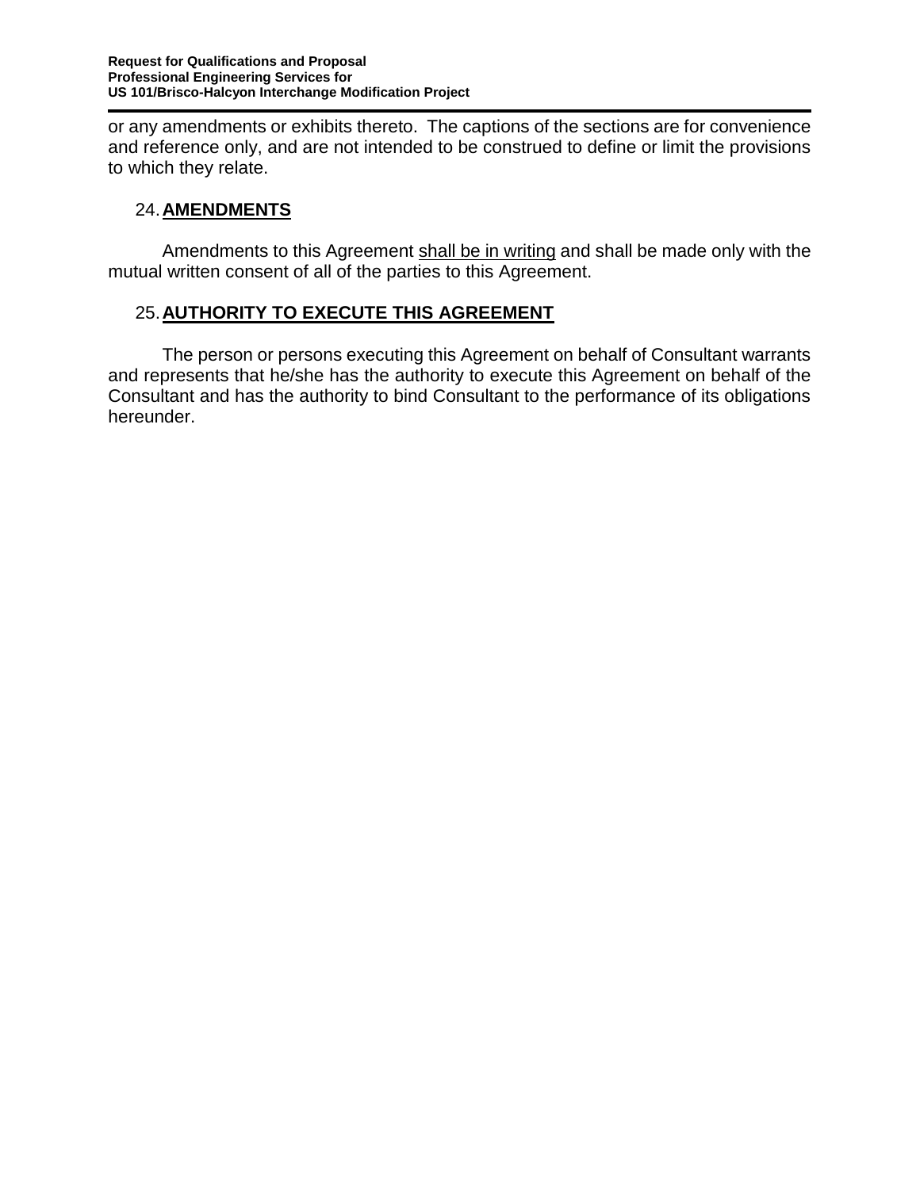or any amendments or exhibits thereto. The captions of the sections are for convenience and reference only, and are not intended to be construed to define or limit the provisions to which they relate.

## 24. **AMENDMENTS**

Amendments to this Agreement <u>shall be in writing</u> and shall be made only with the mutual written consent of all of the parties to this Agreement.

## 25. **AUTHORITY TO EXECUTE THIS AGREEMENT**

The person or persons executing this Agreement on behalf of Consultant warrants and represents that he/she has the authority to execute this Agreement on behalf of the Consultant and has the authority to bind Consultant to the performance of its obligations hereunder.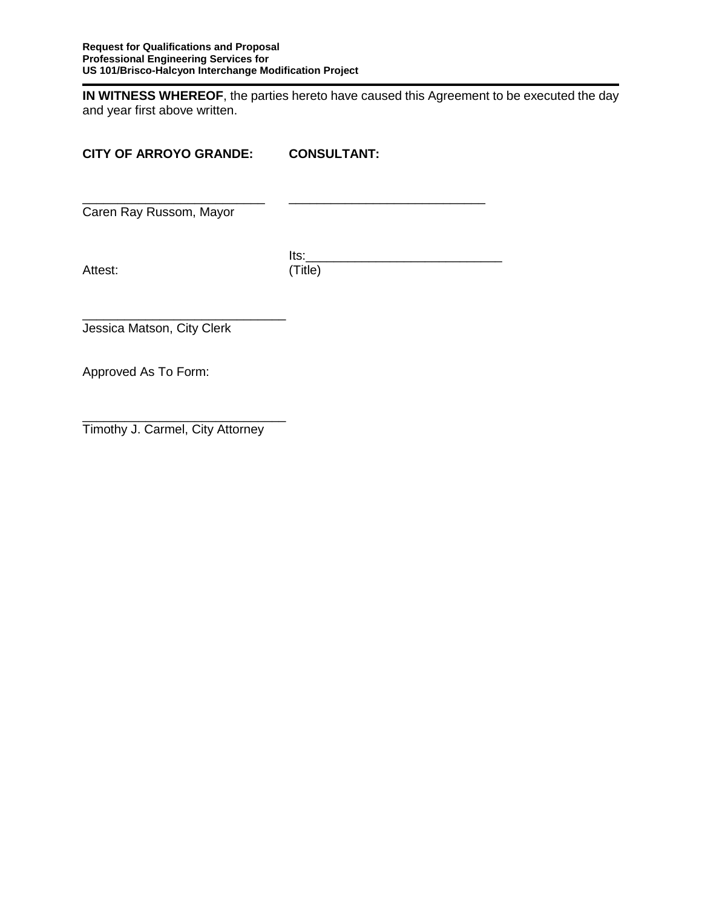**IN WITNESS WHEREOF**, the parties hereto have caused this Agreement to be executed the day and year first above written.

| **CITY OF ARROYO GRANDE:** | **CONSULTANT:** |
|---|---|
| ___________________________ | _____________________________ |
| Caren Ray Russom, Mayor | |
| | Its:____________________________ |
| Attest: | (Title) |

______________________________
Jessica Matson, City Clerk

Approved As To Form:

______________________________
Timothy J. Carmel, City Attorney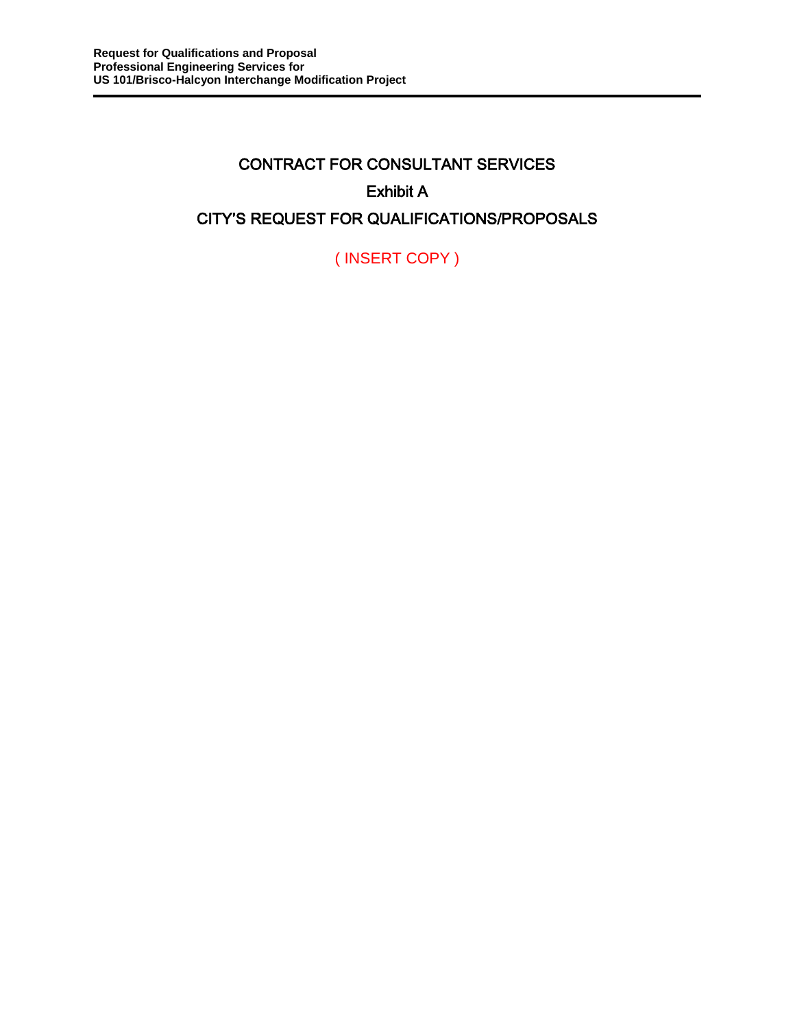# CONTRACT FOR CONSULTANT SERVICES

## Exhibit A

## CITY'S REQUEST FOR QUALIFICATIONS/PROPOSALS

( INSERT COPY )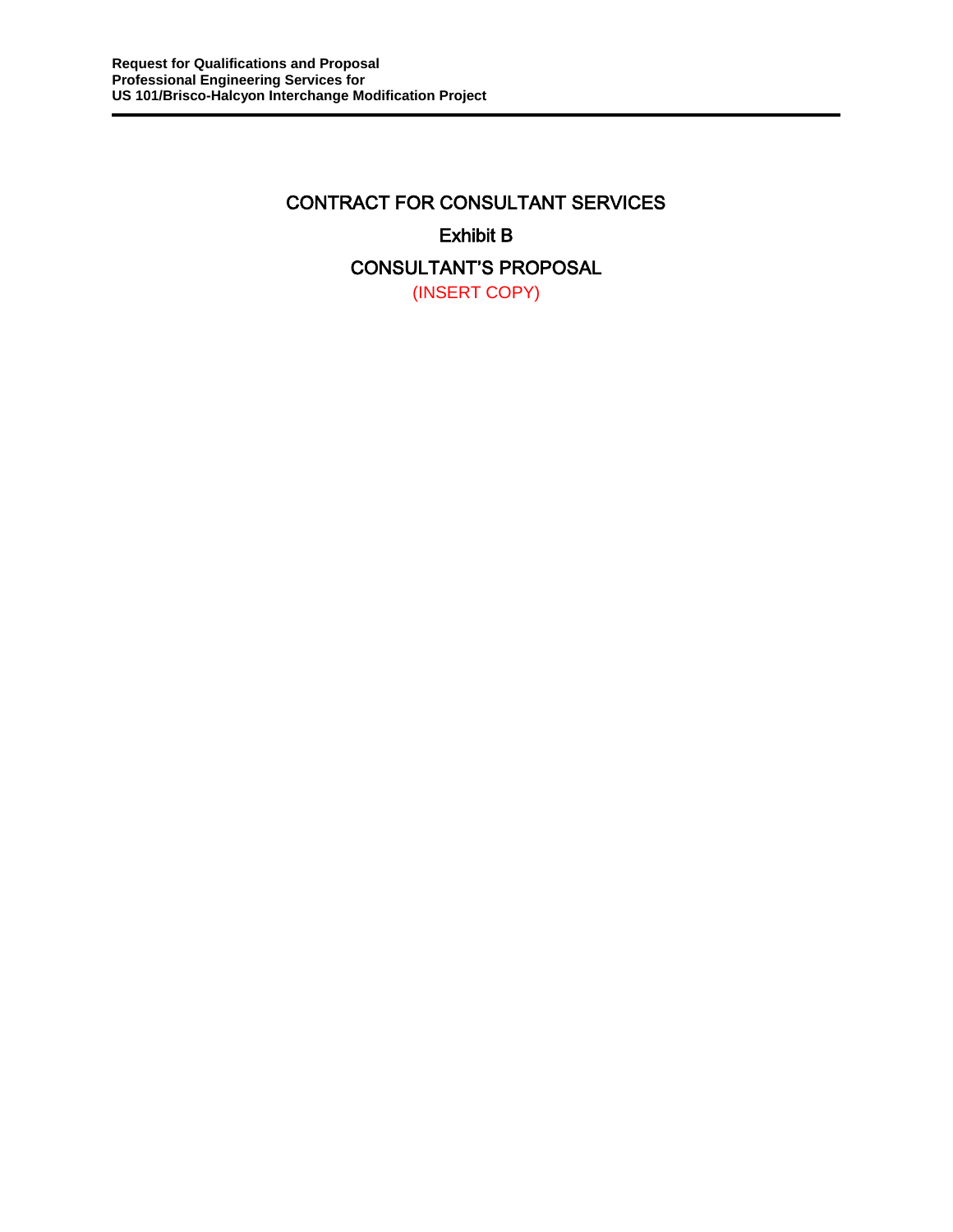# CONTRACT FOR CONSULTANT SERVICES

## Exhibit B

## CONSULTANT'S PROPOSAL

(INSERT COPY)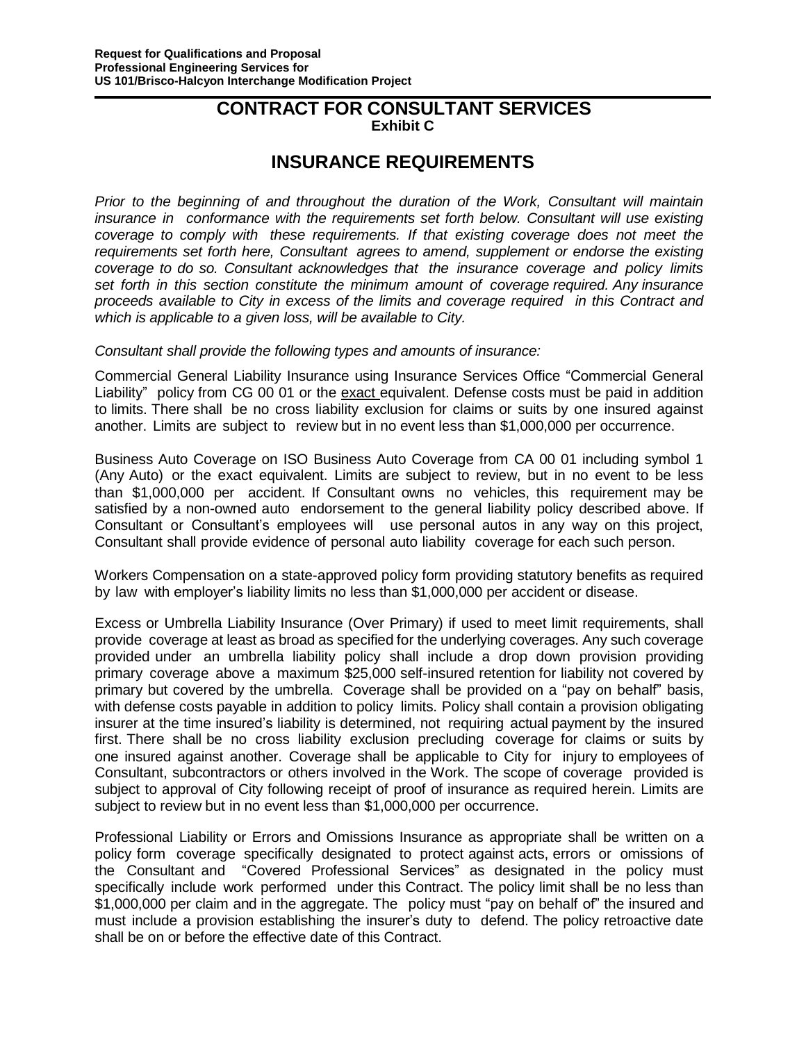# CONTRACT FOR CONSULTANT SERVICES

**Exhibit C**

## INSURANCE REQUIREMENTS

*Prior to the beginning of and throughout the duration of the Work, Consultant will maintain insurance in conformance with the requirements set forth below. Consultant will use existing coverage to comply with these requirements. If that existing coverage does not meet the requirements set forth here, Consultant agrees to amend, supplement or endorse the existing coverage to do so. Consultant acknowledges that the insurance coverage and policy limits set forth in this section constitute the minimum amount of coverage required. Any insurance proceeds available to City in excess of the limits and coverage required in this Contract and which is applicable to a given loss, will be available to City.*

*Consultant shall provide the following types and amounts of insurance:*

Commercial General Liability Insurance using Insurance Services Office "Commercial General Liability" policy from CG 00 01 or the exact equivalent. Defense costs must be paid in addition to limits. There shall be no cross liability exclusion for claims or suits by one insured against another. Limits are subject to review but in no event less than $1,000,000 per occurrence.

Business Auto Coverage on ISO Business Auto Coverage from CA 00 01 including symbol 1 (Any Auto) or the exact equivalent. Limits are subject to review, but in no event to be less than $1,000,000 per accident. If Consultant owns no vehicles, this requirement may be satisfied by a non-owned auto endorsement to the general liability policy described above. If Consultant or Consultant's employees will use personal autos in any way on this project, Consultant shall provide evidence of personal auto liability coverage for each such person.

Workers Compensation on a state-approved policy form providing statutory benefits as required by law with employer's liability limits no less than $1,000,000 per accident or disease.

Excess or Umbrella Liability Insurance (Over Primary) if used to meet limit requirements, shall provide coverage at least as broad as specified for the underlying coverages. Any such coverage provided under an umbrella liability policy shall include a drop down provision providing primary coverage above a maximum $25,000 self-insured retention for liability not covered by primary but covered by the umbrella. Coverage shall be provided on a "pay on behalf" basis, with defense costs payable in addition to policy limits. Policy shall contain a provision obligating insurer at the time insured's liability is determined, not requiring actual payment by the insured first. There shall be no cross liability exclusion precluding coverage for claims or suits by one insured against another. Coverage shall be applicable to City for injury to employees of Consultant, subcontractors or others involved in the Work. The scope of coverage provided is subject to approval of City following receipt of proof of insurance as required herein. Limits are subject to review but in no event less than $1,000,000 per occurrence.

Professional Liability or Errors and Omissions Insurance as appropriate shall be written on a policy form coverage specifically designated to protect against acts, errors or omissions of the Consultant and "Covered Professional Services" as designated in the policy must specifically include work performed under this Contract. The policy limit shall be no less than $1,000,000 per claim and in the aggregate. The policy must "pay on behalf of" the insured and must include a provision establishing the insurer's duty to defend. The policy retroactive date shall be on or before the effective date of this Contract.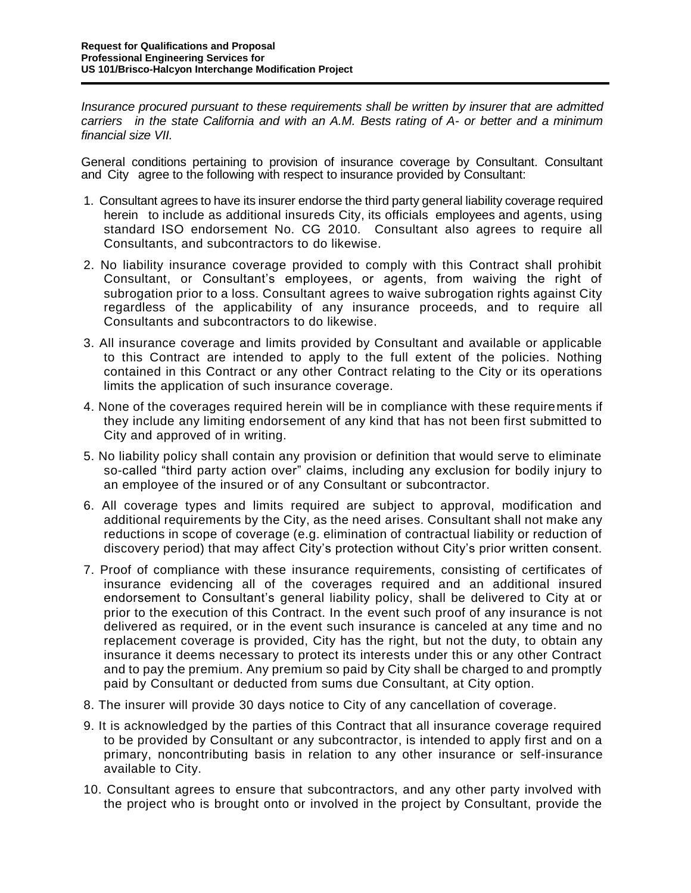*Insurance procured pursuant to these requirements shall be written by insurer that are admitted carriers in the state California and with an A.M. Bests rating of A- or better and a minimum financial size VII.*

General conditions pertaining to provision of insurance coverage by Consultant. Consultant and City agree to the following with respect to insurance provided by Consultant:

1. Consultant agrees to have its insurer endorse the third party general liability coverage required herein to include as additional insureds City, its officials employees and agents, using standard ISO endorsement No. CG 2010. Consultant also agrees to require all Consultants, and subcontractors to do likewise.
2. No liability insurance coverage provided to comply with this Contract shall prohibit Consultant, or Consultant's employees, or agents, from waiving the right of subrogation prior to a loss. Consultant agrees to waive subrogation rights against City regardless of the applicability of any insurance proceeds, and to require all Consultants and subcontractors to do likewise.
3. All insurance coverage and limits provided by Consultant and available or applicable to this Contract are intended to apply to the full extent of the policies. Nothing contained in this Contract or any other Contract relating to the City or its operations limits the application of such insurance coverage.
4. None of the coverages required herein will be in compliance with these requirements if they include any limiting endorsement of any kind that has not been first submitted to City and approved of in writing.
5. No liability policy shall contain any provision or definition that would serve to eliminate so-called "third party action over" claims, including any exclusion for bodily injury to an employee of the insured or of any Consultant or subcontractor.
6. All coverage types and limits required are subject to approval, modification and additional requirements by the City, as the need arises. Consultant shall not make any reductions in scope of coverage (e.g. elimination of contractual liability or reduction of discovery period) that may affect City's protection without City's prior written consent.
7. Proof of compliance with these insurance requirements, consisting of certificates of insurance evidencing all of the coverages required and an additional insured endorsement to Consultant's general liability policy, shall be delivered to City at or prior to the execution of this Contract. In the event such proof of any insurance is not delivered as required, or in the event such insurance is canceled at any time and no replacement coverage is provided, City has the right, but not the duty, to obtain any insurance it deems necessary to protect its interests under this or any other Contract and to pay the premium. Any premium so paid by City shall be charged to and promptly paid by Consultant or deducted from sums due Consultant, at City option.
8. The insurer will provide 30 days notice to City of any cancellation of coverage.
9. It is acknowledged by the parties of this Contract that all insurance coverage required to be provided by Consultant or any subcontractor, is intended to apply first and on a primary, noncontributing basis in relation to any other insurance or self-insurance available to City.
10. Consultant agrees to ensure that subcontractors, and any other party involved with the project who is brought onto or involved in the project by Consultant, provide the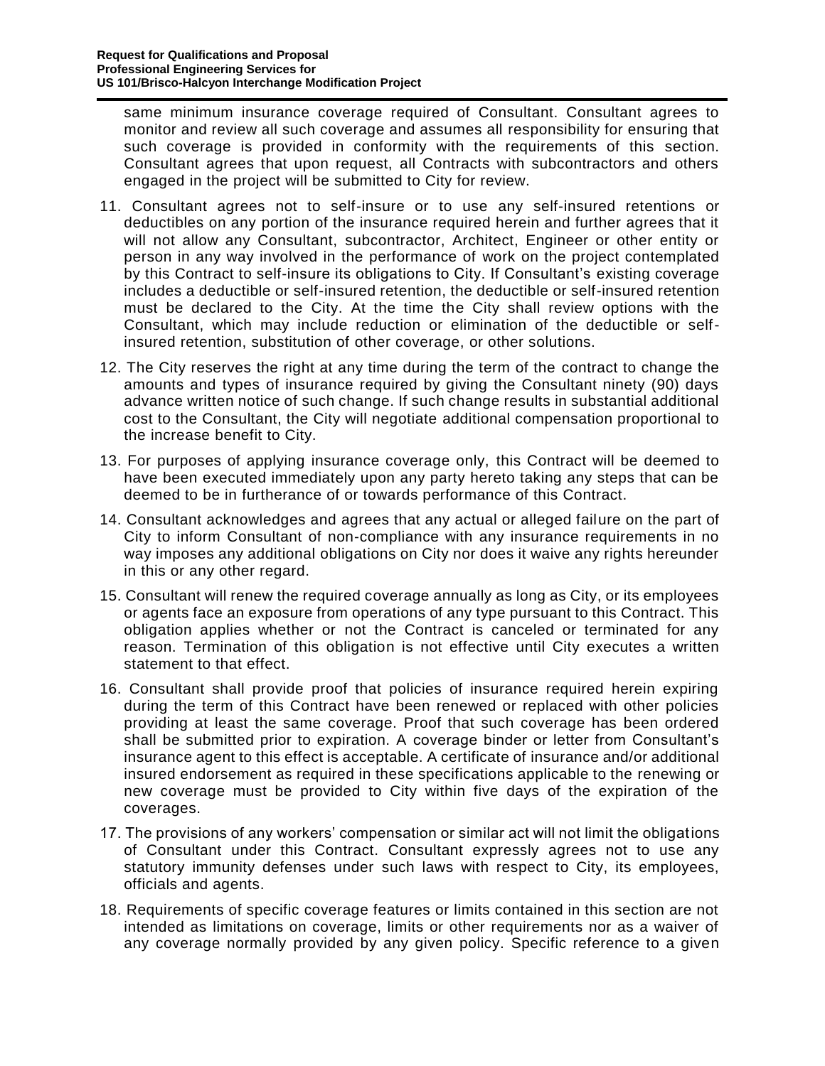same minimum insurance coverage required of Consultant. Consultant agrees to monitor and review all such coverage and assumes all responsibility for ensuring that such coverage is provided in conformity with the requirements of this section. Consultant agrees that upon request, all Contracts with subcontractors and others engaged in the project will be submitted to City for review.

11. Consultant agrees not to self-insure or to use any self-insured retentions or deductibles on any portion of the insurance required herein and further agrees that it will not allow any Consultant, subcontractor, Architect, Engineer or other entity or person in any way involved in the performance of work on the project contemplated by this Contract to self-insure its obligations to City. If Consultant's existing coverage includes a deductible or self-insured retention, the deductible or self-insured retention must be declared to the City. At the time the City shall review options with the Consultant, which may include reduction or elimination of the deductible or self-insured retention, substitution of other coverage, or other solutions.

12. The City reserves the right at any time during the term of the contract to change the amounts and types of insurance required by giving the Consultant ninety (90) days advance written notice of such change. If such change results in substantial additional cost to the Consultant, the City will negotiate additional compensation proportional to the increase benefit to City.

13. For purposes of applying insurance coverage only, this Contract will be deemed to have been executed immediately upon any party hereto taking any steps that can be deemed to be in furtherance of or towards performance of this Contract.

14. Consultant acknowledges and agrees that any actual or alleged failure on the part of City to inform Consultant of non-compliance with any insurance requirements in no way imposes any additional obligations on City nor does it waive any rights hereunder in this or any other regard.

15. Consultant will renew the required coverage annually as long as City, or its employees or agents face an exposure from operations of any type pursuant to this Contract. This obligation applies whether or not the Contract is canceled or terminated for any reason. Termination of this obligation is not effective until City executes a written statement to that effect.

16. Consultant shall provide proof that policies of insurance required herein expiring during the term of this Contract have been renewed or replaced with other policies providing at least the same coverage. Proof that such coverage has been ordered shall be submitted prior to expiration. A coverage binder or letter from Consultant's insurance agent to this effect is acceptable. A certificate of insurance and/or additional insured endorsement as required in these specifications applicable to the renewing or new coverage must be provided to City within five days of the expiration of the coverages.

17. The provisions of any workers' compensation or similar act will not limit the obligations of Consultant under this Contract. Consultant expressly agrees not to use any statutory immunity defenses under such laws with respect to City, its employees, officials and agents.

18. Requirements of specific coverage features or limits contained in this section are not intended as limitations on coverage, limits or other requirements nor as a waiver of any coverage normally provided by any given policy. Specific reference to a given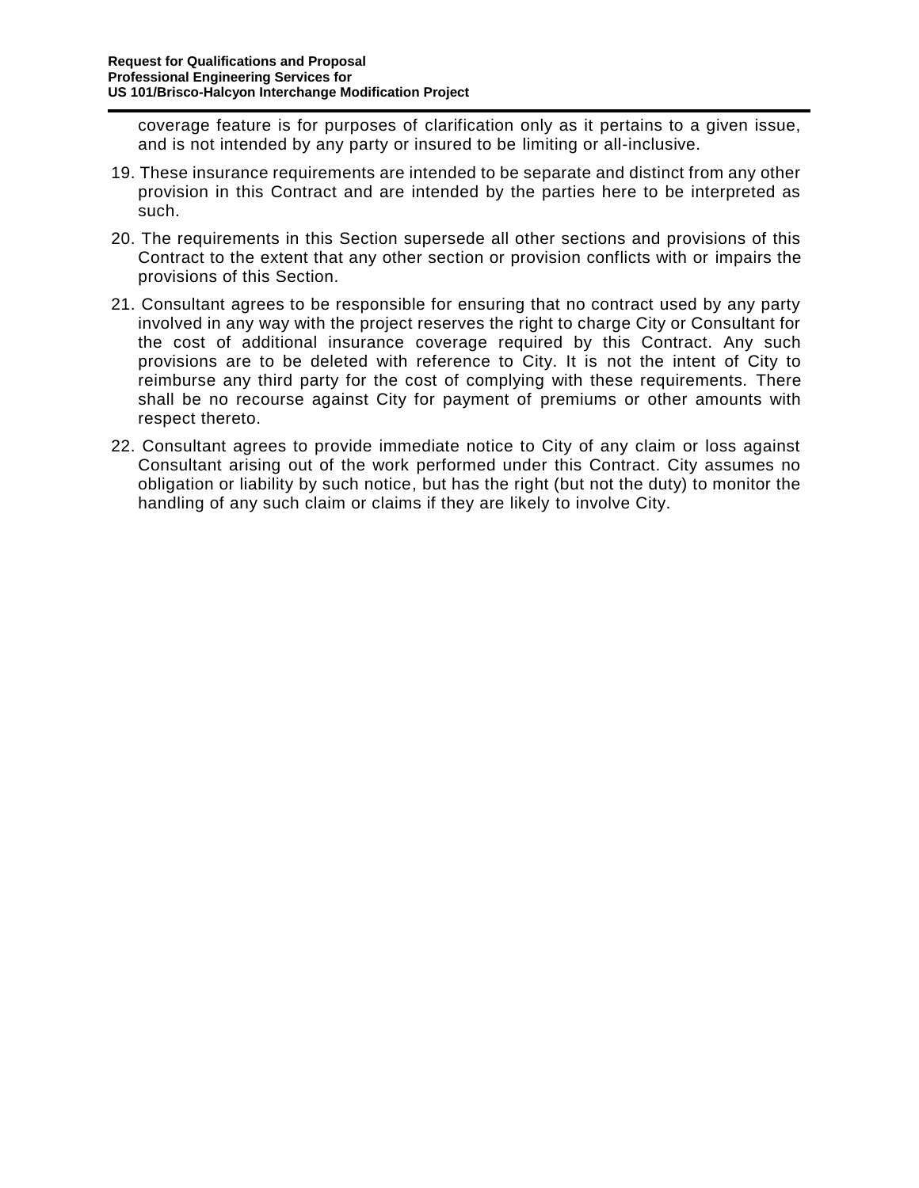coverage feature is for purposes of clarification only as it pertains to a given issue, and is not intended by any party or insured to be limiting or all-inclusive.

19. These insurance requirements are intended to be separate and distinct from any other provision in this Contract and are intended by the parties here to be interpreted as such.

20. The requirements in this Section supersede all other sections and provisions of this Contract to the extent that any other section or provision conflicts with or impairs the provisions of this Section.

21. Consultant agrees to be responsible for ensuring that no contract used by any party involved in any way with the project reserves the right to charge City or Consultant for the cost of additional insurance coverage required by this Contract. Any such provisions are to be deleted with reference to City. It is not the intent of City to reimburse any third party for the cost of complying with these requirements. There shall be no recourse against City for payment of premiums or other amounts with respect thereto.

22. Consultant agrees to provide immediate notice to City of any claim or loss against Consultant arising out of the work performed under this Contract. City assumes no obligation or liability by such notice, but has the right (but not the duty) to monitor the handling of any such claim or claims if they are likely to involve City.